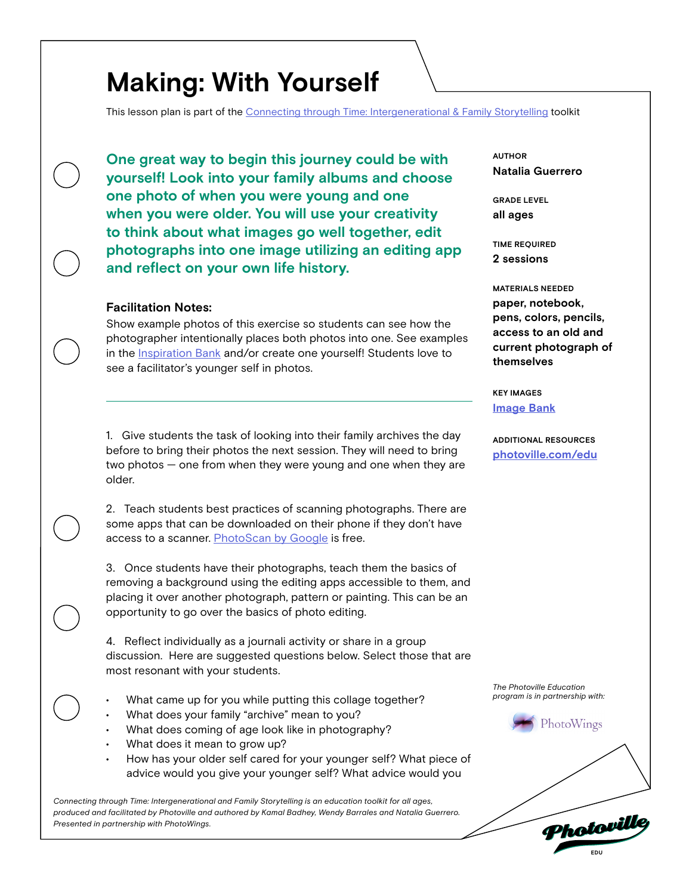# Making: With Yourself

This lesson plan is part of the Connecting through Time: Intergenerational & Family Storytelling toolkit

**One great way to begin this journey could be with yourself! Look into your family albums and choose one photo of when you were young and one when you were older. You will use your creativity to think about what images go well together, edit photographs into one image utilizing an editing app and reflect on your own life history.**

**Facilitation Notes:**
Show example photos of this exercise so students can see how the photographer intentionally places both photos into one. See examples in the Inspiration Bank and/or create one yourself! Students love to see a facilitator's younger self in photos.

1. Give students the task of looking into their family archives the day before to bring their photos the next session. They will need to bring two photos — one from when they were young and one when they are older.

2. Teach students best practices of scanning photographs. There are some apps that can be downloaded on their phone if they don't have access to a scanner. PhotoScan by Google is free.

3. Once students have their photographs, teach them the basics of removing a background using the editing apps accessible to them, and placing it over another photograph, pattern or painting. This can be an opportunity to go over the basics of photo editing.

4. Reflect individually as a journali activity or share in a group discussion. Here are suggested questions below. Select those that are most resonant with your students.

- What came up for you while putting this collage together?
- What does your family "archive" mean to you?
- What does coming of age look like in photography?
- What does it mean to grow up?
- How has your older self cared for your younger self? What piece of advice would you give your younger self? What advice would you

**AUTHOR**
**Natalia Guerrero**

**GRADE LEVEL**
**all ages**

**TIME REQUIRED**
**2 sessions**

**MATERIALS NEEDED**
**paper, notebook, pens, colors, pencils, access to an old and current photograph of themselves**

**KEY IMAGES**
**Image Bank**

**ADDITIONAL RESOURCES**
**photoville.com/edu**

*The Photoville Education program is in partnership with:*

PhotoWings

*Connecting through Time: Intergenerational and Family Storytelling is an education toolkit for all ages, produced and facilitated by Photoville and authored by Kamal Badhey, Wendy Barrales and Natalia Guerrero. Presented in partnership with PhotoWings.*

Photoville EDU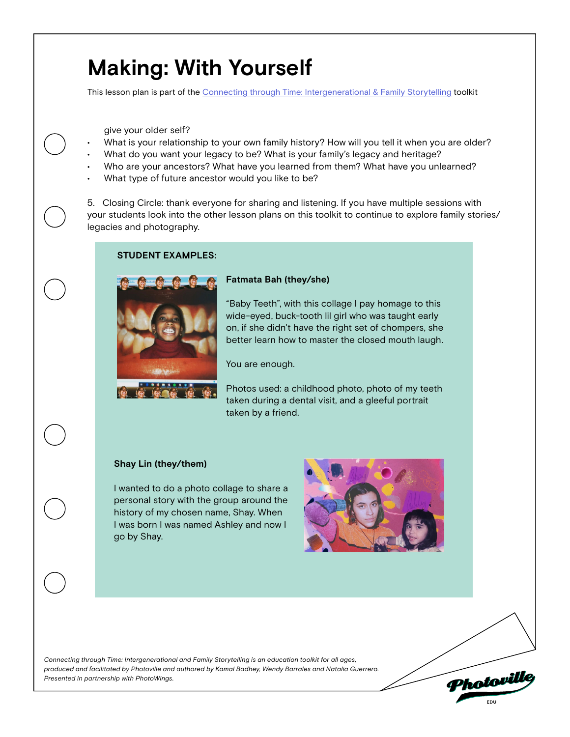# Making: With Yourself

This lesson plan is part of the [Connecting through Time: Intergenerational & Family Storytelling]() toolkit

give your older self?

- What is your relationship to your own family history? How will you tell it when you are older?
- What do you want your legacy to be? What is your family's legacy and heritage?
- Who are your ancestors? What have you learned from them? What have you unlearned?
- What type of future ancestor would you like to be?

5. Closing Circle: thank everyone for sharing and listening. If you have multiple sessions with your students look into the other lesson plans on this toolkit to continue to explore family stories/ legacies and photography.

**STUDENT EXAMPLES:**

**Fatmata Bah (they/she)**

"Baby Teeth", with this collage I pay homage to this wide-eyed, buck-tooth lil girl who was taught early on, if she didn't have the right set of chompers, she better learn how to master the closed mouth laugh.

You are enough.

Photos used: a childhood photo, photo of my teeth taken during a dental visit, and a gleeful portrait taken by a friend.

**Shay Lin (they/them)**

I wanted to do a photo collage to share a personal story with the group around the history of my chosen name, Shay. When I was born I was named Ashley and now I go by Shay.

*Connecting through Time: Intergenerational and Family Storytelling is an education toolkit for all ages, produced and facilitated by Photoville and authored by Kamal Badhey, Wendy Barrales and Natalia Guerrero. Presented in partnership with PhotoWings.*